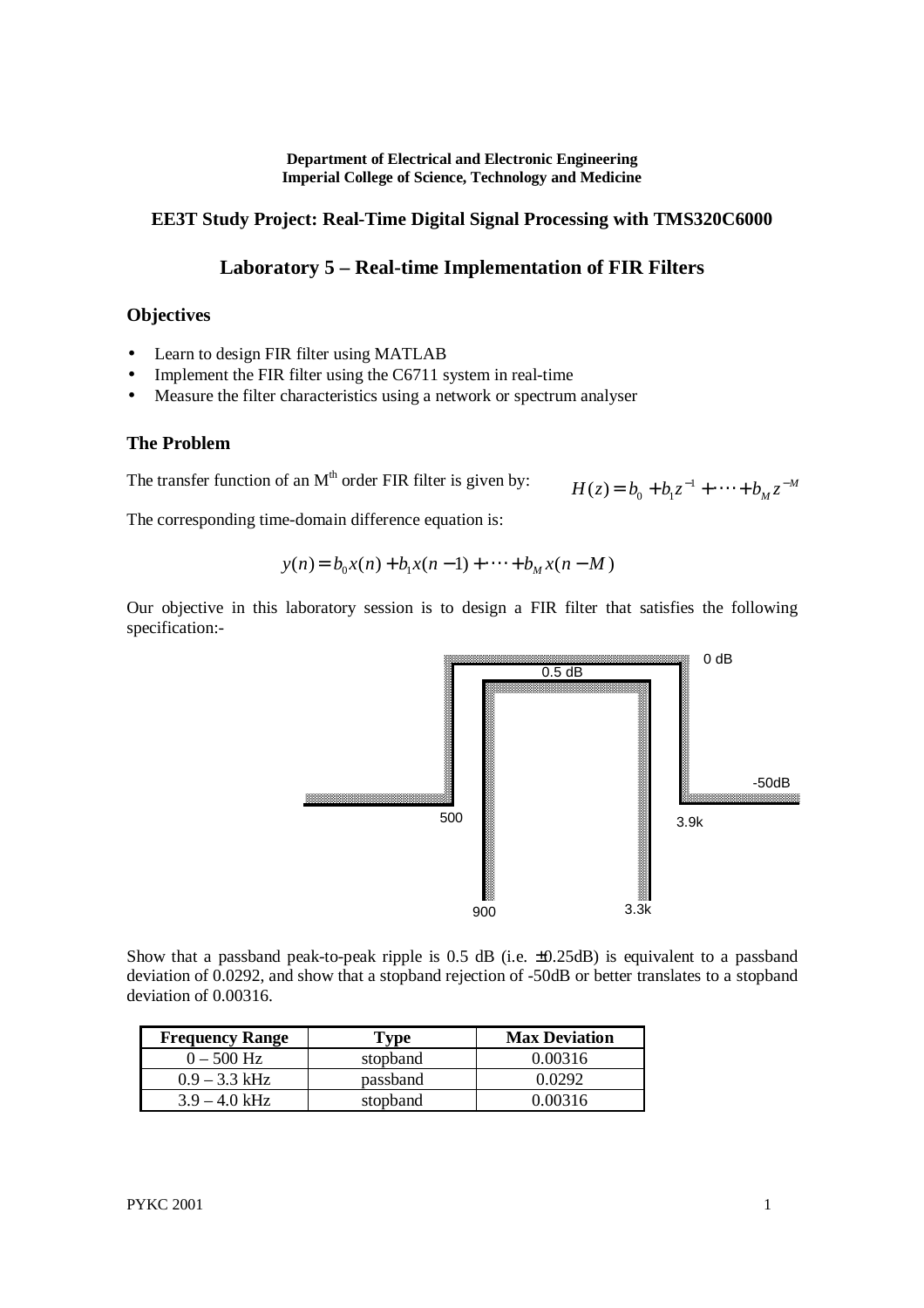**Department of Electrical and Electronic Engineering**
**Imperial College of Science, Technology and Medicine**

## EE3T Study Project: Real-Time Digital Signal Processing with TMS320C6000

# Laboratory 5 – Real-time Implementation of FIR Filters

### Objectives

- Learn to design FIR filter using MATLAB
- Implement the FIR filter using the C6711 system in real-time
- Measure the filter characteristics using a network or spectrum analyser

### The Problem

The transfer function of an M[th] order FIR filter is given by: $H(z) = b_0 + b_1 z^{-1} + \cdots + b_M z^{-M}$

The corresponding time-domain difference equation is:

$$y(n) = b_0 x(n) + b_1 x(n-1) + \cdots + b_M x(n-M)$$

Our objective in this laboratory session is to design a FIR filter that satisfies the following specification:-

0 dB
0.5 dB
-50dB
500
3.9k
900
3.3k

Show that a passband peak-to-peak ripple is 0.5 dB (i.e. ±0.25dB) is equivalent to a passband deviation of 0.0292, and show that a stopband rejection of -50dB or better translates to a stopband deviation of 0.00316.

| Frequency Range | Type | Max Deviation |
|---|---|---|
| 0 – 500 Hz | stopband | 0.00316 |
| 0.9 – 3.3 kHz | passband | 0.0292 |
| 3.9 – 4.0 kHz | stopband | 0.00316 |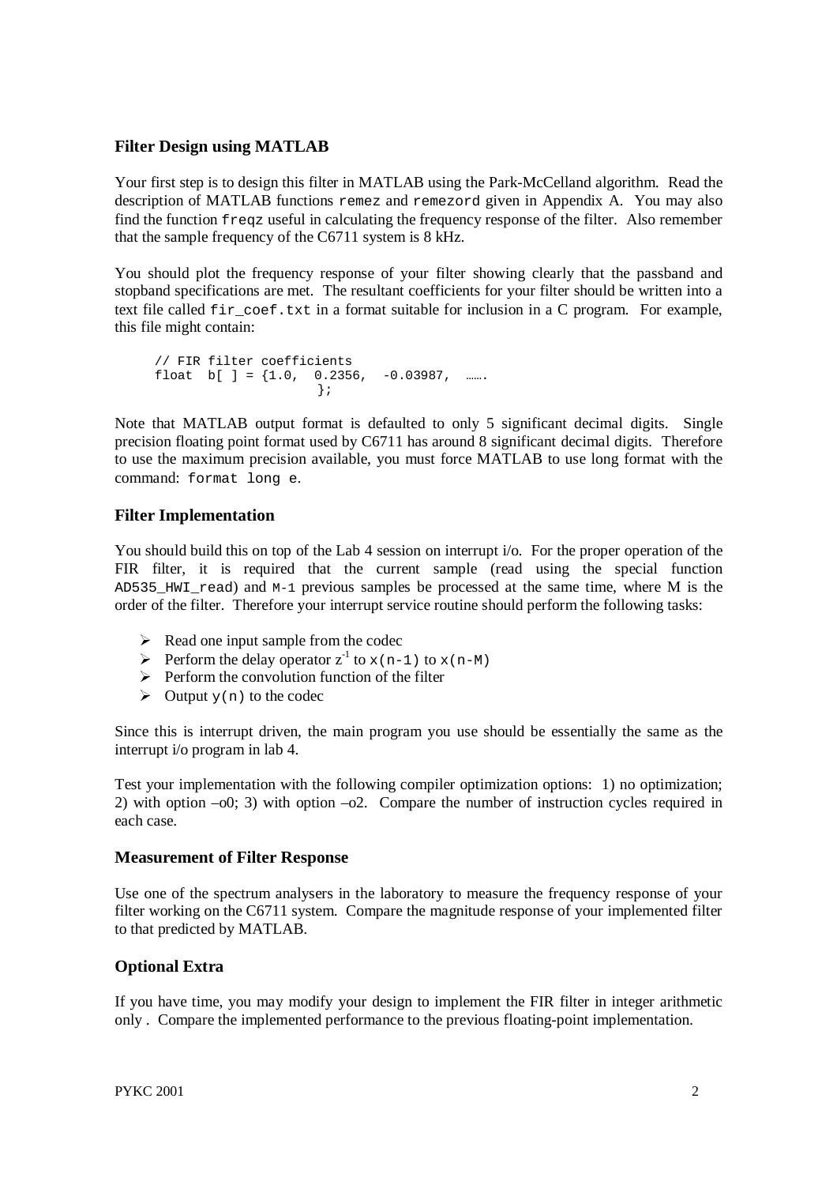### Filter Design using MATLAB

Your first step is to design this filter in MATLAB using the Park-McCelland algorithm. Read the description of MATLAB functions `remez` and `remezord` given in Appendix A. You may also find the function `freqz` useful in calculating the frequency response of the filter. Also remember that the sample frequency of the C6711 system is 8 kHz.

You should plot the frequency response of your filter showing clearly that the passband and stopband specifications are met. The resultant coefficients for your filter should be written into a text file called `fir_coef.txt` in a format suitable for inclusion in a C program. For example, this file might contain:

```
// FIR filter coefficients
float  b[ ] = {1.0,  0.2356,  -0.03987,  …….
                     };
```

Note that MATLAB output format is defaulted to only 5 significant decimal digits. Single precision floating point format used by C6711 has around 8 significant decimal digits. Therefore to use the maximum precision available, you must force MATLAB to use long format with the command: `format long e`.

### Filter Implementation

You should build this on top of the Lab 4 session on interrupt i/o. For the proper operation of the FIR filter, it is required that the current sample (read using the special function `AD535_HWI_read`) and `M-1` previous samples be processed at the same time, where M is the order of the filter. Therefore your interrupt service routine should perform the following tasks:

- Read one input sample from the codec
- Perform the delay operator $z^{-1}$ to `x(n-1)` to `x(n-M)`
- Perform the convolution function of the filter
- Output `y(n)` to the codec

Since this is interrupt driven, the main program you use should be essentially the same as the interrupt i/o program in lab 4.

Test your implementation with the following compiler optimization options: 1) no optimization; 2) with option –o0; 3) with option –o2. Compare the number of instruction cycles required in each case.

### Measurement of Filter Response

Use one of the spectrum analysers in the laboratory to measure the frequency response of your filter working on the C6711 system. Compare the magnitude response of your implemented filter to that predicted by MATLAB.

### Optional Extra

If you have time, you may modify your design to implement the FIR filter in integer arithmetic only . Compare the implemented performance to the previous floating-point implementation.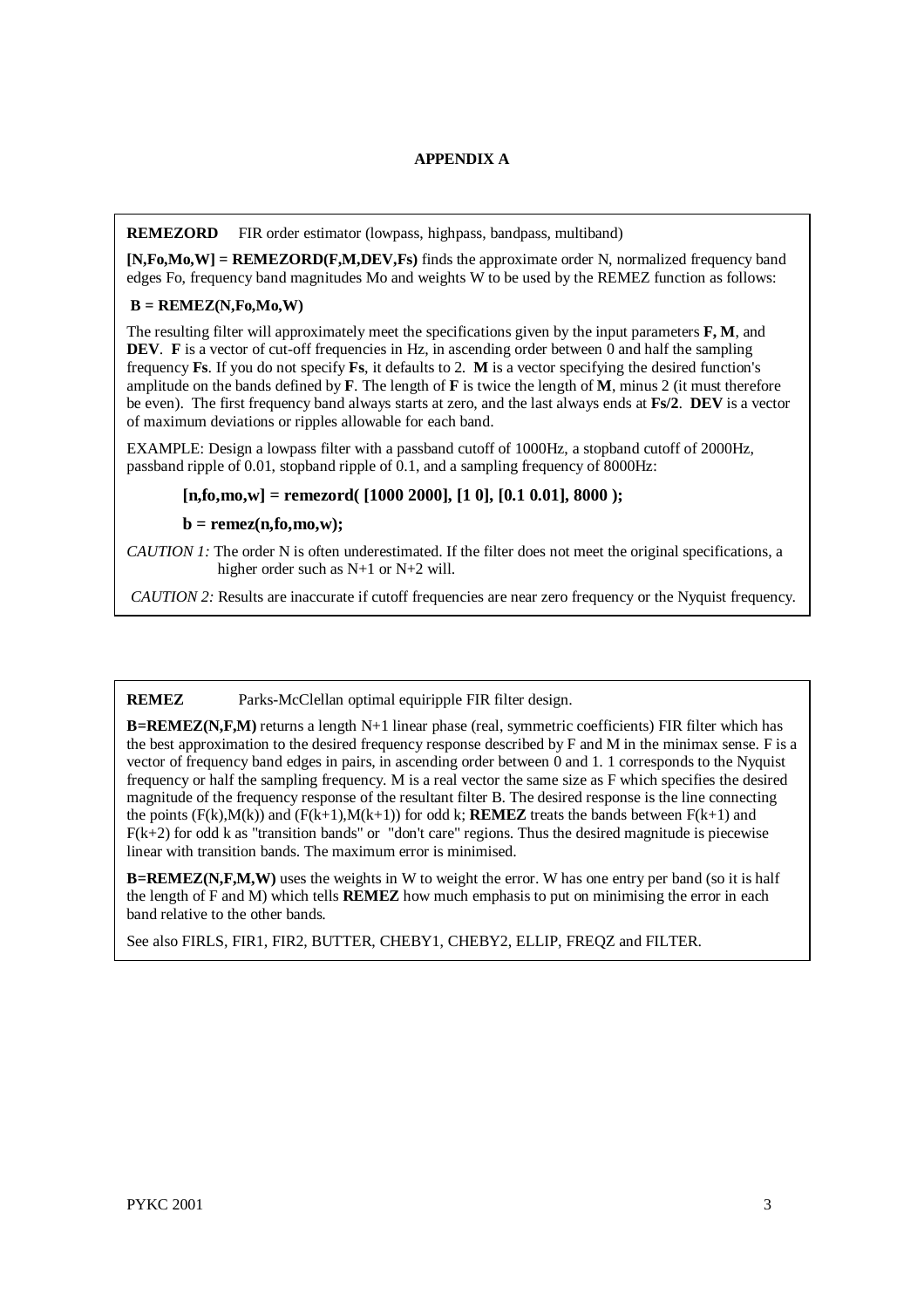# APPENDIX A

**REMEZORD** FIR order estimator (lowpass, highpass, bandpass, multiband)

**[N,Fo,Mo,W] = REMEZORD(F,M,DEV,Fs)** finds the approximate order N, normalized frequency band edges Fo, frequency band magnitudes Mo and weights W to be used by the REMEZ function as follows:

**B = REMEZ(N,Fo,Mo,W)**

The resulting filter will approximately meet the specifications given by the input parameters **F, M**, and **DEV**. **F** is a vector of cut-off frequencies in Hz, in ascending order between 0 and half the sampling frequency **Fs**. If you do not specify **Fs**, it defaults to 2. **M** is a vector specifying the desired function's amplitude on the bands defined by **F**. The length of **F** is twice the length of **M**, minus 2 (it must therefore be even). The first frequency band always starts at zero, and the last always ends at **Fs/2**. **DEV** is a vector of maximum deviations or ripples allowable for each band.

EXAMPLE: Design a lowpass filter with a passband cutoff of 1000Hz, a stopband cutoff of 2000Hz, passband ripple of 0.01, stopband ripple of 0.1, and a sampling frequency of 8000Hz:

```
[n,fo,mo,w] = remezord( [1000 2000], [1 0], [0.1 0.01], 8000 );
b = remez(n,fo,mo,w);
```

*CAUTION 1:* The order N is often underestimated. If the filter does not meet the original specifications, a higher order such as N+1 or N+2 will.

*CAUTION 2:* Results are inaccurate if cutoff frequencies are near zero frequency or the Nyquist frequency.

**REMEZ** Parks-McClellan optimal equiripple FIR filter design.

**B=REMEZ(N,F,M)** returns a length N+1 linear phase (real, symmetric coefficients) FIR filter which has the best approximation to the desired frequency response described by F and M in the minimax sense. F is a vector of frequency band edges in pairs, in ascending order between 0 and 1. 1 corresponds to the Nyquist frequency or half the sampling frequency. M is a real vector the same size as F which specifies the desired magnitude of the frequency response of the resultant filter B. The desired response is the line connecting the points (F(k),M(k)) and (F(k+1),M(k+1)) for odd k; **REMEZ** treats the bands between F(k+1) and F(k+2) for odd k as "transition bands" or "don't care" regions. Thus the desired magnitude is piecewise linear with transition bands. The maximum error is minimised.

**B=REMEZ(N,F,M,W)** uses the weights in W to weight the error. W has one entry per band (so it is half the length of F and M) which tells **REMEZ** how much emphasis to put on minimising the error in each band relative to the other bands.

See also FIRLS, FIR1, FIR2, BUTTER, CHEBY1, CHEBY2, ELLIP, FREQZ and FILTER.